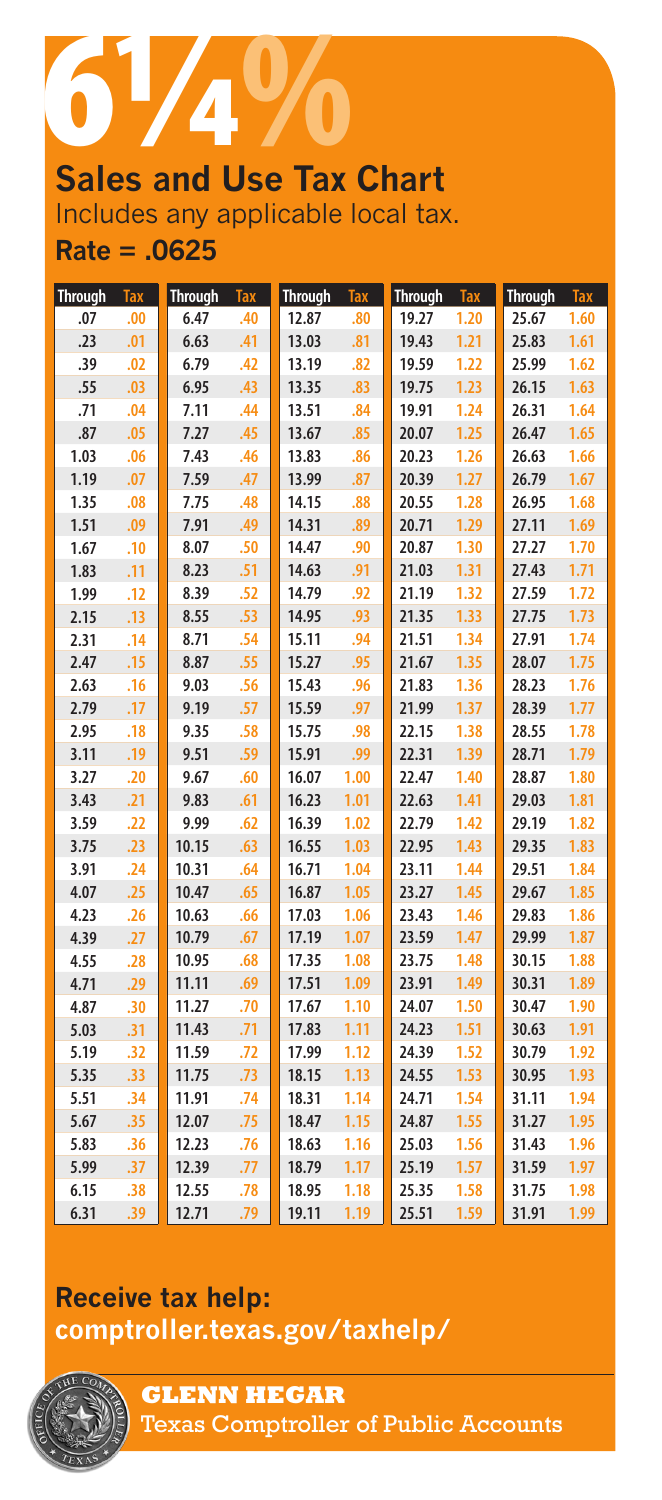# 6¼%

## Sales and Use Tax Chart

Includes any applicable local tax.

**Rate = .0625**

| Through | Tax | Through | Tax | Through | Tax | Through | Tax | Through | Tax |
|---|---|---|---|---|---|---|---|---|---|
| .07 | .00 | 6.47 | .40 | 12.87 | .80 | 19.27 | 1.20 | 25.67 | 1.60 |
| .23 | .01 | 6.63 | .41 | 13.03 | .81 | 19.43 | 1.21 | 25.83 | 1.61 |
| .39 | .02 | 6.79 | .42 | 13.19 | .82 | 19.59 | 1.22 | 25.99 | 1.62 |
| .55 | .03 | 6.95 | .43 | 13.35 | .83 | 19.75 | 1.23 | 26.15 | 1.63 |
| .71 | .04 | 7.11 | .44 | 13.51 | .84 | 19.91 | 1.24 | 26.31 | 1.64 |
| .87 | .05 | 7.27 | .45 | 13.67 | .85 | 20.07 | 1.25 | 26.47 | 1.65 |
| 1.03 | .06 | 7.43 | .46 | 13.83 | .86 | 20.23 | 1.26 | 26.63 | 1.66 |
| 1.19 | .07 | 7.59 | .47 | 13.99 | .87 | 20.39 | 1.27 | 26.79 | 1.67 |
| 1.35 | .08 | 7.75 | .48 | 14.15 | .88 | 20.55 | 1.28 | 26.95 | 1.68 |
| 1.51 | .09 | 7.91 | .49 | 14.31 | .89 | 20.71 | 1.29 | 27.11 | 1.69 |
| 1.67 | .10 | 8.07 | .50 | 14.47 | .90 | 20.87 | 1.30 | 27.27 | 1.70 |
| 1.83 | .11 | 8.23 | .51 | 14.63 | .91 | 21.03 | 1.31 | 27.43 | 1.71 |
| 1.99 | .12 | 8.39 | .52 | 14.79 | .92 | 21.19 | 1.32 | 27.59 | 1.72 |
| 2.15 | .13 | 8.55 | .53 | 14.95 | .93 | 21.35 | 1.33 | 27.75 | 1.73 |
| 2.31 | .14 | 8.71 | .54 | 15.11 | .94 | 21.51 | 1.34 | 27.91 | 1.74 |
| 2.47 | .15 | 8.87 | .55 | 15.27 | .95 | 21.67 | 1.35 | 28.07 | 1.75 |
| 2.63 | .16 | 9.03 | .56 | 15.43 | .96 | 21.83 | 1.36 | 28.23 | 1.76 |
| 2.79 | .17 | 9.19 | .57 | 15.59 | .97 | 21.99 | 1.37 | 28.39 | 1.77 |
| 2.95 | .18 | 9.35 | .58 | 15.75 | .98 | 22.15 | 1.38 | 28.55 | 1.78 |
| 3.11 | .19 | 9.51 | .59 | 15.91 | .99 | 22.31 | 1.39 | 28.71 | 1.79 |
| 3.27 | .20 | 9.67 | .60 | 16.07 | 1.00 | 22.47 | 1.40 | 28.87 | 1.80 |
| 3.43 | .21 | 9.83 | .61 | 16.23 | 1.01 | 22.63 | 1.41 | 29.03 | 1.81 |
| 3.59 | .22 | 9.99 | .62 | 16.39 | 1.02 | 22.79 | 1.42 | 29.19 | 1.82 |
| 3.75 | .23 | 10.15 | .63 | 16.55 | 1.03 | 22.95 | 1.43 | 29.35 | 1.83 |
| 3.91 | .24 | 10.31 | .64 | 16.71 | 1.04 | 23.11 | 1.44 | 29.51 | 1.84 |
| 4.07 | .25 | 10.47 | .65 | 16.87 | 1.05 | 23.27 | 1.45 | 29.67 | 1.85 |
| 4.23 | .26 | 10.63 | .66 | 17.03 | 1.06 | 23.43 | 1.46 | 29.83 | 1.86 |
| 4.39 | .27 | 10.79 | .67 | 17.19 | 1.07 | 23.59 | 1.47 | 29.99 | 1.87 |
| 4.55 | .28 | 10.95 | .68 | 17.35 | 1.08 | 23.75 | 1.48 | 30.15 | 1.88 |
| 4.71 | .29 | 11.11 | .69 | 17.51 | 1.09 | 23.91 | 1.49 | 30.31 | 1.89 |
| 4.87 | .30 | 11.27 | .70 | 17.67 | 1.10 | 24.07 | 1.50 | 30.47 | 1.90 |
| 5.03 | .31 | 11.43 | .71 | 17.83 | 1.11 | 24.23 | 1.51 | 30.63 | 1.91 |
| 5.19 | .32 | 11.59 | .72 | 17.99 | 1.12 | 24.39 | 1.52 | 30.79 | 1.92 |
| 5.35 | .33 | 11.75 | .73 | 18.15 | 1.13 | 24.55 | 1.53 | 30.95 | 1.93 |
| 5.51 | .34 | 11.91 | .74 | 18.31 | 1.14 | 24.71 | 1.54 | 31.11 | 1.94 |
| 5.67 | .35 | 12.07 | .75 | 18.47 | 1.15 | 24.87 | 1.55 | 31.27 | 1.95 |
| 5.83 | .36 | 12.23 | .76 | 18.63 | 1.16 | 25.03 | 1.56 | 31.43 | 1.96 |
| 5.99 | .37 | 12.39 | .77 | 18.79 | 1.17 | 25.19 | 1.57 | 31.59 | 1.97 |
| 6.15 | .38 | 12.55 | .78 | 18.95 | 1.18 | 25.35 | 1.58 | 31.75 | 1.98 |
| 6.31 | .39 | 12.71 | .79 | 19.11 | 1.19 | 25.51 | 1.59 | 31.91 | 1.99 |

**Receive tax help:**
**comptroller.texas.gov/taxhelp/**

**GLENN HEGAR**
Texas Comptroller of Public Accounts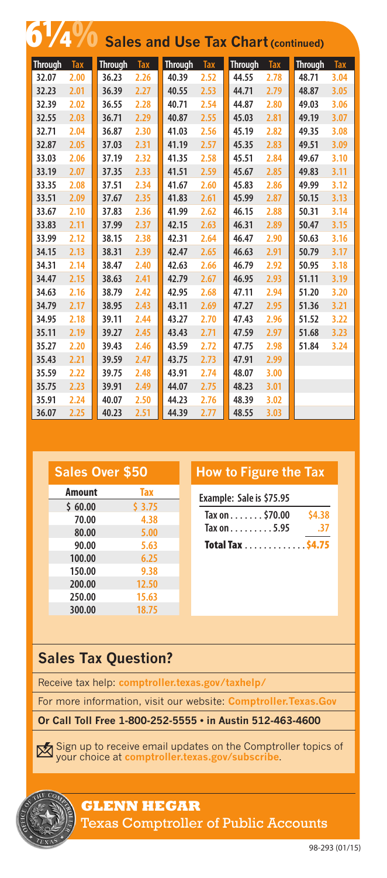# 6¼% Sales and Use Tax Chart (continued)

| Through | Tax | Through | Tax | Through | Tax | Through | Tax | Through | Tax |
|---|---|---|---|---|---|---|---|---|---|
| 32.07 | 2.00 | 36.23 | 2.26 | 40.39 | 2.52 | 44.55 | 2.78 | 48.71 | 3.04 |
| 32.23 | 2.01 | 36.39 | 2.27 | 40.55 | 2.53 | 44.71 | 2.79 | 48.87 | 3.05 |
| 32.39 | 2.02 | 36.55 | 2.28 | 40.71 | 2.54 | 44.87 | 2.80 | 49.03 | 3.06 |
| 32.55 | 2.03 | 36.71 | 2.29 | 40.87 | 2.55 | 45.03 | 2.81 | 49.19 | 3.07 |
| 32.71 | 2.04 | 36.87 | 2.30 | 41.03 | 2.56 | 45.19 | 2.82 | 49.35 | 3.08 |
| 32.87 | 2.05 | 37.03 | 2.31 | 41.19 | 2.57 | 45.35 | 2.83 | 49.51 | 3.09 |
| 33.03 | 2.06 | 37.19 | 2.32 | 41.35 | 2.58 | 45.51 | 2.84 | 49.67 | 3.10 |
| 33.19 | 2.07 | 37.35 | 2.33 | 41.51 | 2.59 | 45.67 | 2.85 | 49.83 | 3.11 |
| 33.35 | 2.08 | 37.51 | 2.34 | 41.67 | 2.60 | 45.83 | 2.86 | 49.99 | 3.12 |
| 33.51 | 2.09 | 37.67 | 2.35 | 41.83 | 2.61 | 45.99 | 2.87 | 50.15 | 3.13 |
| 33.67 | 2.10 | 37.83 | 2.36 | 41.99 | 2.62 | 46.15 | 2.88 | 50.31 | 3.14 |
| 33.83 | 2.11 | 37.99 | 2.37 | 42.15 | 2.63 | 46.31 | 2.89 | 50.47 | 3.15 |
| 33.99 | 2.12 | 38.15 | 2.38 | 42.31 | 2.64 | 46.47 | 2.90 | 50.63 | 3.16 |
| 34.15 | 2.13 | 38.31 | 2.39 | 42.47 | 2.65 | 46.63 | 2.91 | 50.79 | 3.17 |
| 34.31 | 2.14 | 38.47 | 2.40 | 42.63 | 2.66 | 46.79 | 2.92 | 50.95 | 3.18 |
| 34.47 | 2.15 | 38.63 | 2.41 | 42.79 | 2.67 | 46.95 | 2.93 | 51.11 | 3.19 |
| 34.63 | 2.16 | 38.79 | 2.42 | 42.95 | 2.68 | 47.11 | 2.94 | 51.20 | 3.20 |
| 34.79 | 2.17 | 38.95 | 2.43 | 43.11 | 2.69 | 47.27 | 2.95 | 51.36 | 3.21 |
| 34.95 | 2.18 | 39.11 | 2.44 | 43.27 | 2.70 | 47.43 | 2.96 | 51.52 | 3.22 |
| 35.11 | 2.19 | 39.27 | 2.45 | 43.43 | 2.71 | 47.59 | 2.97 | 51.68 | 3.23 |
| 35.27 | 2.20 | 39.43 | 2.46 | 43.59 | 2.72 | 47.75 | 2.98 | 51.84 | 3.24 |
| 35.43 | 2.21 | 39.59 | 2.47 | 43.75 | 2.73 | 47.91 | 2.99 | | |
| 35.59 | 2.22 | 39.75 | 2.48 | 43.91 | 2.74 | 48.07 | 3.00 | | |
| 35.75 | 2.23 | 39.91 | 2.49 | 44.07 | 2.75 | 48.23 | 3.01 | | |
| 35.91 | 2.24 | 40.07 | 2.50 | 44.23 | 2.76 | 48.39 | 3.02 | | |
| 36.07 | 2.25 | 40.23 | 2.51 | 44.39 | 2.77 | 48.55 | 3.03 | | |

## Sales Over $50

| Amount | Tax |
|---|---|
| $ 60.00 | $ 3.75 |
| 70.00 | 4.38 |
| 80.00 | 5.00 |
| 90.00 | 5.63 |
| 100.00 | 6.25 |
| 150.00 | 9.38 |
| 200.00 | 12.50 |
| 250.00 | 15.63 |
| 300.00 | 18.75 |

## How to Figure the Tax

**Example: Sale is $75.95**

| | |
|---|---|
| Tax on . . . . . . . $70.00 | $4.38 |
| Tax on . . . . . . . . . 5.95 | .37 |
| **Total Tax** . . . . . . . . . . . . . | **$4.75** |

## Sales Tax Question?

Receive tax help: **comptroller.texas.gov/taxhelp/**

For more information, visit our website: **Comptroller.Texas.Gov**

**Or Call Toll Free 1-800-252-5555 • in Austin 512-463-4600**

Sign up to receive email updates on the Comptroller topics of your choice at **comptroller.texas.gov/subscribe**.

**GLENN HEGAR**
Texas Comptroller of Public Accounts

98-293 (01/15)